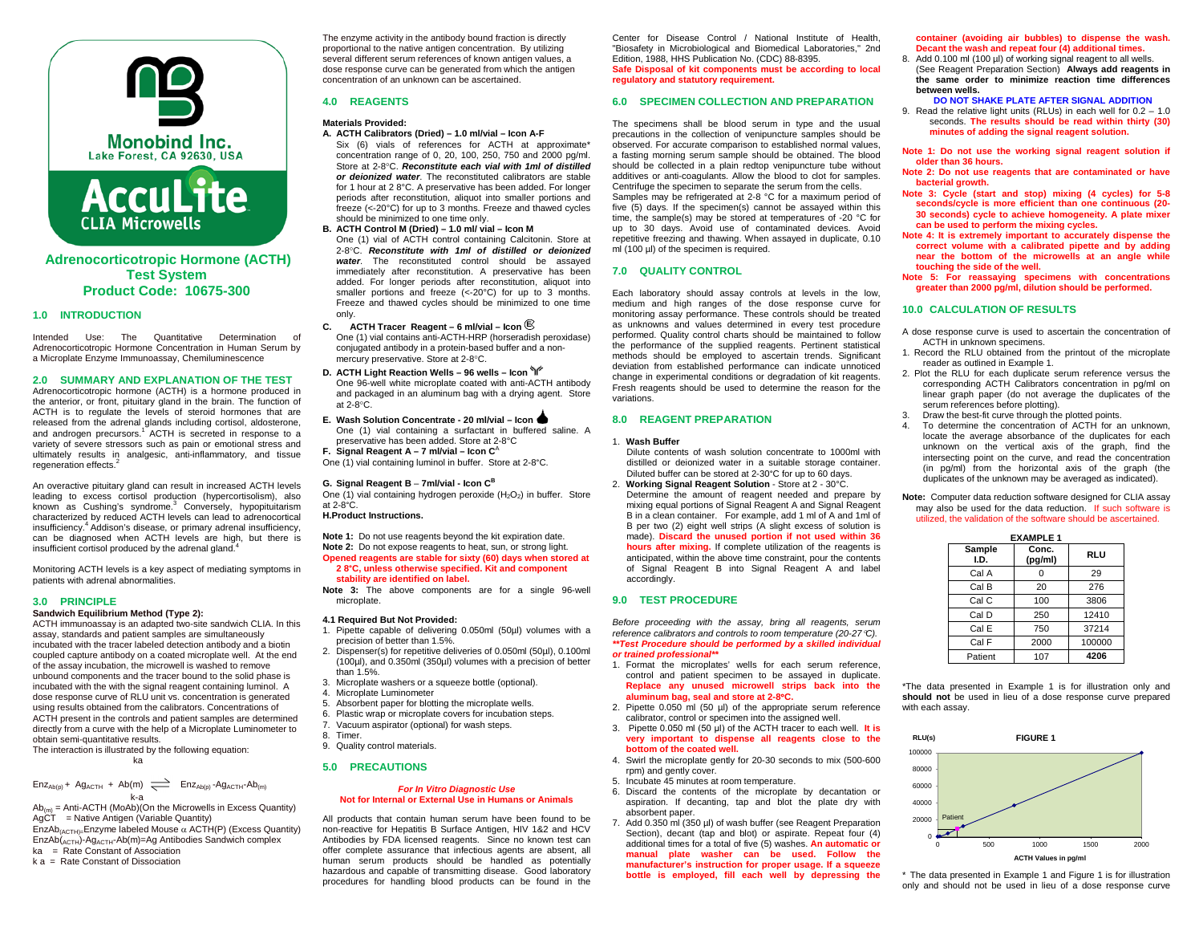Monobind Inc.
Lake Forest, CA 92630, USA

AccuLite
CLIA Microwells

# Adrenocorticotropic Hormone (ACTH) Test System
# Product Code: 10675-300

## 1.0 INTRODUCTION

Intended Use: The Quantitative Determination of Adrenocorticotropic Hormone Concentration in Human Serum by a Microplate Enzyme Immunoassay, Chemiluminescence

## 2.0 SUMMARY AND EXPLANATION OF THE TEST

Adrenocorticotropic hormone (ACTH) is a hormone produced in the anterior, or front, pituitary gland in the brain. The function of ACTH is to regulate the levels of steroid hormones that are released from the adrenal glands including cortisol, aldosterone, and androgen precursors.[1] ACTH is secreted in response to a variety of severe stressors such as pain or emotional stress and ultimately results in analgesic, anti-inflammatory, and tissue regeneration effects.[2]

An overactive pituitary gland can result in increased ACTH levels leading to excess cortisol production (hypercortisolism), also known as Cushing's syndrome.[3] Conversely, hypopituitarism characterized by reduced ACTH levels can lead to adrenocortical insufficiency.[4] Addison's disease, or primary adrenal insufficiency, can be diagnosed when ACTH levels are high, but there is insufficient cortisol produced by the adrenal gland.[4]

Monitoring ACTH levels is a key aspect of mediating symptoms in patients with adrenal abnormalities.

## 3.0 PRINCIPLE

**Sandwich Equilibrium Method (Type 2):**

ACTH immunoassay is an adapted two-site sandwich CLIA. In this assay, standards and patient samples are simultaneously incubated with the tracer labeled detection antibody and a biotin coupled capture antibody on a coated microplate well. At the end of the assay incubation, the microwell is washed to remove unbound components and the tracer bound to the solid phase is incubated with the with the signal reagent containing luminol. A dose response curve of RLU unit vs. concentration is generated using results obtained from the calibrators. Concentrations of ACTH present in the controls and patient samples are determined directly from a curve with the help of a Microplate Luminometer to obtain semi-quantitative results.

The interaction is illustrated by the following equation:

$$Enz_{Ab(p)} + Ag_{ACTH} + Ab(m) \underset{k_{-a}}{\overset{k_a}{\rightleftharpoons}} Enz_{Ab(p)}\text{-}Ag_{ACTH}\text{-}Ab_{(m)}$$

$Ab_{(m)}$ = Anti-ACTH (MoAb)(On the Microwells in Excess Quantity)
AgCT = Native Antigen (Variable Quantity)
$EnzAb_{(ACTH)}$=Enzyme labeled Mouse $\alpha$ ACTH(P) (Excess Quantity)
$EnzAb_{(ACTH)}$-$Ag_{ACTH}$-Ab(m)=Ag Antibodies Sandwich complex
ka = Rate Constant of Association
k a = Rate Constant of Dissociation

The enzyme activity in the antibody bound fraction is directly proportional to the native antigen concentration. By utilizing several different serum references of known antigen values, a dose response curve can be generated from which the antigen concentration of an unknown can be ascertained.

## 4.0 REAGENTS

**Materials Provided:**

**A. ACTH Calibrators (Dried) – 1.0 ml/vial – Icon A-F**
Six (6) vials of references for ACTH at approximate* concentration range of 0, 20, 100, 250, 750 and 2000 pg/ml. Store at 2-8°C. ***Reconstitute each vial with 1ml of distilled or deionized water***. The reconstituted calibrators are stable for 1 hour at 2 8°C. A preservative has been added. For longer periods after reconstitution, aliquot into smaller portions and freeze (<-20°C) for up to 3 months. Freeze and thawed cycles should be minimized to one time only.

**B. ACTH Control M (Dried) – 1.0 ml/ vial – Icon M**
One (1) vial of ACTH control containing Calcitonin. Store at 2-8°C. ***Reconstitute with 1ml of distilled or deionized water***. The reconstituted control should be assayed immediately after reconstitution. A preservative has been added. For longer periods after reconstitution, aliquot into smaller portions and freeze (<-20°C) for up to 3 months. Freeze and thawed cycles should be minimized to one time only.

**C. ACTH Tracer Reagent – 6 ml/vial – Icon ©**
One (1) vial contains anti-ACTH-HRP (horseradish peroxidase) conjugated antibody in a protein-based buffer and a non-mercury preservative. Store at 2-8°C.

**D. ACTH Light Reaction Wells – 96 wells – Icon**
One 96-well white microplate coated with anti-ACTH antibody and packaged in an aluminum bag with a drying agent. Store at 2-8°C.

**E. Wash Solution Concentrate - 20 ml/vial – Icon**
One (1) vial containing a surfactant in buffered saline. A preservative has been added. Store at 2-8°C

**F. Signal Reagent A – 7 ml/vial – Icon C[A]**
One (1) vial containing luminol in buffer. Store at 2-8°C.

**G. Signal Reagent B – 7ml/vial - Icon C[B]**
One (1) vial containing hydrogen peroxide ($H_2O_2$) in buffer. Store at 2-8°C.

**H.Product Instructions.**

**Note 1:** Do not use reagents beyond the kit expiration date.
**Note 2:** Do not expose reagents to heat, sun, or strong light.
**Opened reagents are stable for sixty (60) days when stored at 2 8°C, unless otherwise specified. Kit and component stability are identified on label.**
**Note 3:** The above components are for a single 96-well microplate.

**4.1 Required But Not Provided:**

1. Pipette capable of delivering 0.050ml (50µl) volumes with a precision of better than 1.5%.
2. Dispenser(s) for repetitive deliveries of 0.050ml (50µl), 0.100ml (100µl), and 0.350ml (350µl) volumes with a precision of better than 1.5%.
3. Microplate washers or a squeeze bottle (optional).
4. Microplate Luminometer
5. Absorbent paper for blotting the microplate wells.
6. Plastic wrap or microplate covers for incubation steps.
7. Vacuum aspirator (optional) for wash steps.
8. Timer.
9. Quality control materials.

## 5.0 PRECAUTIONS

***For In Vitro Diagnostic Use***
**Not for Internal or External Use in Humans or Animals**

All products that contain human serum have been found to be non-reactive for Hepatitis B Surface Antigen, HIV 1&2 and HCV Antibodies by FDA licensed reagents. Since no known test can offer complete assurance that infectious agents are absent, all human serum products should be handled as potentially hazardous and capable of transmitting disease. Good laboratory procedures for handling blood products can be found in the Center for Disease Control / National Institute of Health, "Biosafety in Microbiological and Biomedical Laboratories," 2nd Edition, 1988, HHS Publication No. (CDC) 88-8395.

**Safe Disposal of kit components must be according to local regulatory and statutory requirement.**

## 6.0 SPECIMEN COLLECTION AND PREPARATION

The specimens shall be blood serum in type and the usual precautions in the collection of venipuncture samples should be observed. For accurate comparison to established normal values, a fasting morning serum sample should be obtained. The blood should be collected in a plain redtop venipuncture tube without additives or anti-coagulants. Allow the blood to clot for samples. Centrifuge the specimen to separate the serum from the cells.

Samples may be refrigerated at 2-8 °C for a maximum period of five (5) days. If the specimen(s) cannot be assayed within this time, the sample(s) may be stored at temperatures of -20 °C for up to 30 days. Avoid use of contaminated devices. Avoid repetitive freezing and thawing. When assayed in duplicate, 0.10 ml (100 µl) of the specimen is required.

## 7.0 QUALITY CONTROL

Each laboratory should assay controls at levels in the low, medium and high ranges of the dose response curve for monitoring assay performance. These controls should be treated as unknowns and values determined in every test procedure performed. Quality control charts should be maintained to follow the performance of the supplied reagents. Pertinent statistical methods should be employed to ascertain trends. Significant deviation from established performance can indicate unnoticed change in experimental conditions or degradation of kit reagents. Fresh reagents should be used to determine the reason for the variations.

## 8.0 REAGENT PREPARATION

1. **Wash Buffer**
   Dilute contents of wash solution concentrate to 1000ml with distilled or deionized water in a suitable storage container. Diluted buffer can be stored at 2-30°C for up to 60 days.
2. **Working Signal Reagent Solution** - Store at 2 - 30°C.
   Determine the amount of reagent needed and prepare by mixing equal portions of Signal Reagent A and Signal Reagent B in a clean container. For example, add 1 ml of A and 1ml of B per two (2) eight well strips (A slight excess of solution is made). **Discard the unused portion if not used within 36 hours after mixing.** If complete utilization of the reagents is anticipated, within the above time constraint, pour the contents of Signal Reagent B into Signal Reagent A and label accordingly.

## 9.0 TEST PROCEDURE

*Before proceeding with the assay, bring all reagents, serum reference calibrators and controls to room temperature (20-27°C).*
***\*\*Test Procedure should be performed by a skilled individual or trained professional\*\****

1. Format the microplates' wells for each serum reference, control and patient specimen to be assayed in duplicate. **Replace any unused microwell strips back into the aluminum bag, seal and store at 2-8°C.**
2. Pipette 0.050 ml (50 µl) of the appropriate serum reference calibrator, control or specimen into the assigned well.
3. Pipette 0.050 ml (50 µl) of the ACTH tracer to each well. **It is very important to dispense all reagents close to the bottom of the coated well.**
4. Swirl the microplate gently for 20-30 seconds to mix (500-600 rpm) and gently cover.
5. Incubate 45 minutes at room temperature.
6. Discard the contents of the microplate by decantation or aspiration. If decanting, tap and blot the plate dry with absorbent paper.
7. Add 0.350 ml (350 µl) of wash buffer (see Reagent Preparation Section), decant (tap and blot) or aspirate. Repeat four (4) additional times for a total of five (5) washes. **An automatic or manual plate washer can be used. Follow the manufacturer's instruction for proper usage. If a squeeze bottle is employed, fill each well by depressing the container (avoiding air bubbles) to dispense the wash. Decant the wash and repeat four (4) additional times.**
8. Add 0.100 ml (100 µl) of working signal reagent to all wells. (See Reagent Preparation Section) **Always add reagents in the same order to minimize reaction time differences between wells.**
   **DO NOT SHAKE PLATE AFTER SIGNAL ADDITION**
9. Read the relative light units (RLUs) in each well for 0.2 – 1.0 seconds. **The results should be read within thirty (30) minutes of adding the signal reagent solution.**

**Note 1: Do not use the working signal reagent solution if older than 36 hours.**
**Note 2: Do not use reagents that are contaminated or have bacterial growth.**
**Note 3: Cycle (start and stop) mixing (4 cycles) for 5-8 seconds/cycle is more efficient than one continuous (20-30 seconds) cycle to achieve homogeneity. A plate mixer can be used to perform the mixing cycles.**
**Note 4: It is extremely important to accurately dispense the correct volume with a calibrated pipette and by adding near the bottom of the microwells at an angle while touching the side of the well.**
**Note 5: For reassaying specimens with concentrations greater than 2000 pg/ml, dilution should be performed.**

## 10.0 CALCULATION OF RESULTS

A dose response curve is used to ascertain the concentration of ACTH in unknown specimens.

1. Record the RLU obtained from the printout of the microplate reader as outlined in Example 1.
2. Plot the RLU for each duplicate serum reference versus the corresponding ACTH Calibrators concentration in pg/ml on linear graph paper (do not average the duplicates of the serum references before plotting).
3. Draw the best-fit curve through the plotted points.
4. To determine the concentration of ACTH for an unknown, locate the average absorbance of the duplicates for each unknown on the vertical axis of the graph, find the intersecting point on the curve, and read the concentration (in pg/ml) from the horizontal axis of the graph (the duplicates of the unknown may be averaged as indicated).

**Note:** Computer data reduction software designed for CLIA assay may also be used for the data reduction. If such software is utilized, the validation of the software should be ascertained.

**EXAMPLE 1**

| Sample I.D. | Conc. (pg/ml) | RLU |
|---|---|---|
| Cal A | 0 | 29 |
| Cal B | 20 | 276 |
| Cal C | 100 | 3806 |
| Cal D | 250 | 12410 |
| Cal E | 750 | 37214 |
| Cal F | 2000 | 100000 |
| Patient | 107 | **4206** |

*The data presented in Example 1 is for illustration only and **should not** be used in lieu of a dose response curve prepared with each assay.

**FIGURE 1**

(RLU(s) vs. ACTH Values in pg/ml; Patient point marked)

\* The data presented in Example 1 and Figure 1 is for illustration only and should not be used in lieu of a dose response curve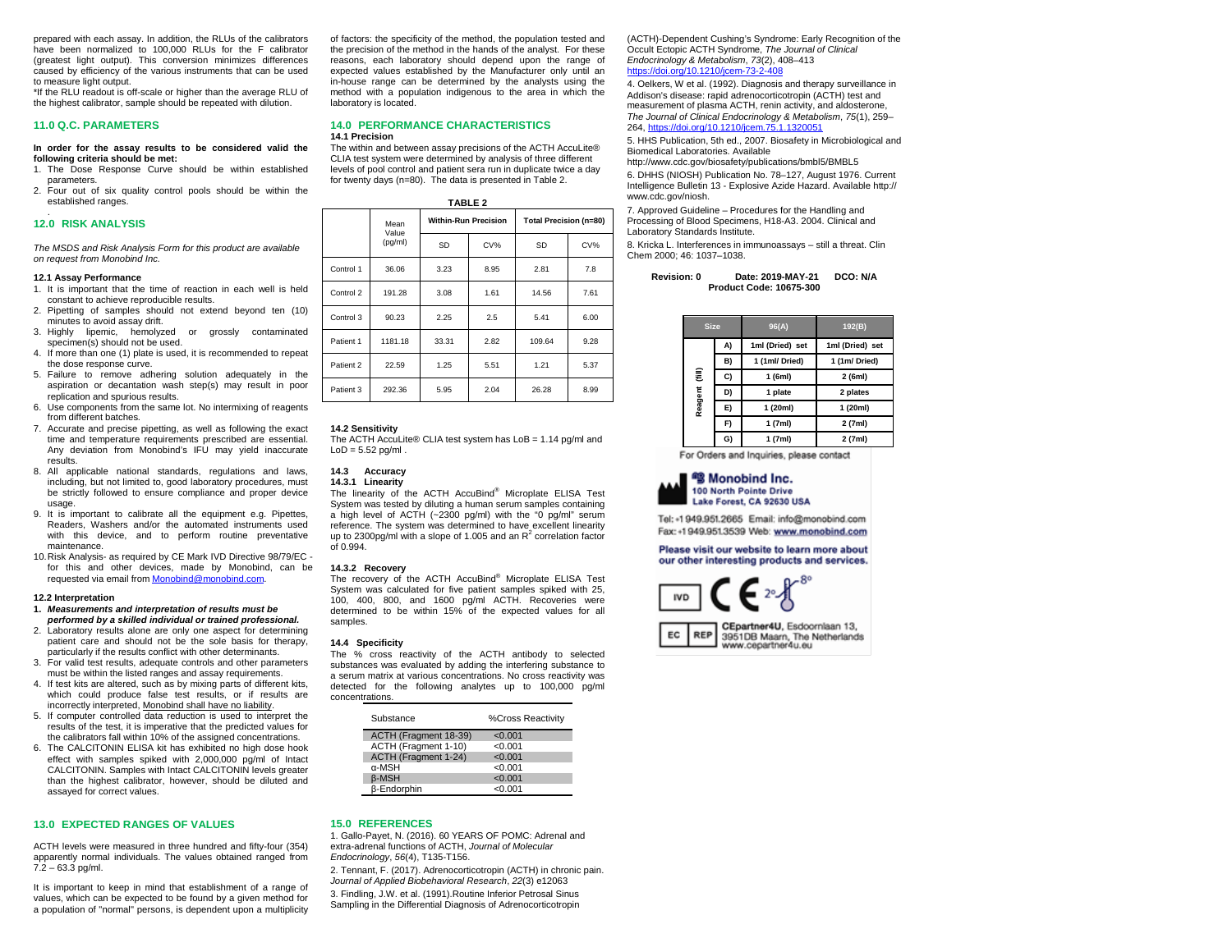prepared with each assay. In addition, the RLUs of the calibrators have been normalized to 100,000 RLUs for the F calibrator (greatest light output). This conversion minimizes differences caused by efficiency of the various instruments that can be used to measure light output.

*If the RLU readout is off-scale or higher than the average RLU of the highest calibrator, sample should be repeated with dilution.

## 11.0 Q.C. PARAMETERS

**In order for the assay results to be considered valid the following criteria should be met:**

1. The Dose Response Curve should be within established parameters.
2. Four out of six quality control pools should be within the established ranges.

## 12.0 RISK ANALYSIS

*The MSDS and Risk Analysis Form for this product are available on request from Monobind Inc.*

### 12.1 Assay Performance

1. It is important that the time of reaction in each well is held constant to achieve reproducible results.
2. Pipetting of samples should not extend beyond ten (10) minutes to avoid assay drift.
3. Highly lipemic, hemolyzed or grossly contaminated specimen(s) should not be used.
4. If more than one (1) plate is used, it is recommended to repeat the dose response curve.
5. Failure to remove adhering solution adequately in the aspiration or decantation wash step(s) may result in poor replication and spurious results.
6. Use components from the same lot. No intermixing of reagents from different batches.
7. Accurate and precise pipetting, as well as following the exact time and temperature requirements prescribed are essential. Any deviation from Monobind's IFU may yield inaccurate results.
8. All applicable national standards, regulations and laws, including, but not limited to, good laboratory procedures, must be strictly followed to ensure compliance and proper device usage.
9. It is important to calibrate all the equipment e.g. Pipettes, Readers, Washers and/or the automated instruments used with this device, and to perform routine preventative maintenance.
10. Risk Analysis- as required by CE Mark IVD Directive 98/79/EC - for this and other devices, made by Monobind, can be requested via email from Monobind@monobind.com.

### 12.2 Interpretation

1. ***Measurements and interpretation of results must be performed by a skilled individual or trained professional.***
2. Laboratory results alone are only one aspect for determining patient care and should not be the sole basis for therapy, particularly if the results conflict with other determinants.
3. For valid test results, adequate controls and other parameters must be within the listed ranges and assay requirements.
4. If test kits are altered, such as by mixing parts of different kits, which could produce false test results, or if results are incorrectly interpreted, Monobind shall have no liability.
5. If computer controlled data reduction is used to interpret the results of the test, it is imperative that the predicted values for the calibrators fall within 10% of the assigned concentrations.
6. The CALCITONIN ELISA kit has exhibited no high dose hook effect with samples spiked with 2,000,000 pg/ml of Intact CALCITONIN. Samples with Intact CALCITONIN levels greater than the highest calibrator, however, should be diluted and assayed for correct values.

## 13.0 EXPECTED RANGES OF VALUES

ACTH levels were measured in three hundred and fifty-four (354) apparently normal individuals. The values obtained ranged from 7.2 – 63.3 pg/ml.

It is important to keep in mind that establishment of a range of values, which can be expected to be found by a given method for a population of "normal" persons, is dependent upon a multiplicity of factors: the specificity of the method, the population tested and the precision of the method in the hands of the analyst. For these reasons, each laboratory should depend upon the range of expected values established by the Manufacturer only until an in-house range can be determined by the analysts using the method with a population indigenous to the area in which the laboratory is located.

## 14.0 PERFORMANCE CHARACTERISTICS

### 14.1 Precision

The within and between assay precisions of the ACTH AccuLite® CLIA test system were determined by analysis of three different levels of pool control and patient sera run in duplicate twice a day for twenty days (n=80). The data is presented in Table 2.

**TABLE 2**

| | Mean Value (pg/ml) | Within-Run Precision | | Total Precision (n=80) | |
|---|---|---|---|---|---|
| | | SD | CV% | SD | CV% |
| Control 1 | 36.06 | 3.23 | 8.95 | 2.81 | 7.8 |
| Control 2 | 191.28 | 3.08 | 1.61 | 14.56 | 7.61 |
| Control 3 | 90.23 | 2.25 | 2.5 | 5.41 | 6.00 |
| Patient 1 | 1181.18 | 33.31 | 2.82 | 109.64 | 9.28 |
| Patient 2 | 22.59 | 1.25 | 5.51 | 1.21 | 5.37 |
| Patient 3 | 292.36 | 5.95 | 2.04 | 26.28 | 8.99 |

### 14.2 Sensitivity

The ACTH AccuLite® CLIA test system has LoB = 1.14 pg/ml and LoD = 5.52 pg/ml .

### 14.3 Accuracy

#### 14.3.1 Linearity

The linearity of the ACTH AccuBind® Microplate ELISA Test System was tested by diluting a human serum samples containing a high level of ACTH (~2300 pg/ml) with the "0 pg/ml" serum reference. The system was determined to have excellent linearity up to 2300pg/ml with a slope of 1.005 and an $R^2$ correlation factor of 0.994.

#### 14.3.2 Recovery

The recovery of the ACTH AccuBind® Microplate ELISA Test System was calculated for five patient samples spiked with 25, 100, 400, 800, and 1600 pg/ml ACTH. Recoveries were determined to be within 15% of the expected values for all samples.

### 14.4 Specificity

The % cross reactivity of the ACTH antibody to selected substances was evaluated by adding the interfering substance to a serum matrix at various concentrations. No cross reactivity was detected for the following analytes up to 100,000 pg/ml concentrations.

| Substance | %Cross Reactivity |
|---|---|
| ACTH (Fragment 18-39) | <0.001 |
| ACTH (Fragment 1-10) | <0.001 |
| ACTH (Fragment 1-24) | <0.001 |
| α-MSH | <0.001 |
| β-MSH | <0.001 |
| β-Endorphin | <0.001 |

## 15.0 REFERENCES

1. Gallo-Payet, N. (2016). 60 YEARS OF POMC: Adrenal and extra-adrenal functions of ACTH, *Journal of Molecular Endocrinology*, *56*(4), T135-T156.
2. Tennant, F. (2017). Adrenocorticotropin (ACTH) in chronic pain. *Journal of Applied Biobehavioral Research*, *22*(3) e12063
3. Findling, J.W. et al. (1991).Routine Inferior Petrosal Sinus Sampling in the Differential Diagnosis of Adrenocorticotropin (ACTH)-Dependent Cushing's Syndrome: Early Recognition of the Occult Ectopic ACTH Syndrome, *The Journal of Clinical Endocrinology & Metabolism*, *73*(2), 408–413 https://doi.org/10.1210/jcem-73-2-408
4. Oelkers, W et al. (1992). Diagnosis and therapy surveillance in Addison's disease: rapid adrenocorticotropin (ACTH) test and measurement of plasma ACTH, renin activity, and aldosterone, *The Journal of Clinical Endocrinology & Metabolism*, *75*(1), 259–264, https://doi.org/10.1210/jcem.75.1.1320051
5. HHS Publication, 5th ed., 2007. Biosafety in Microbiological and Biomedical Laboratories. Available http://www.cdc.gov/biosafety/publications/bmbl5/BMBL5
6. DHHS (NIOSH) Publication No. 78–127, August 1976. Current Intelligence Bulletin 13 - Explosive Azide Hazard. Available http:// www.cdc.gov/niosh.
7. Approved Guideline – Procedures for the Handling and Processing of Blood Specimens, H18-A3. 2004. Clinical and Laboratory Standards Institute.
8. Kricka L. Interferences in immunoassays – still a threat. Clin Chem 2000; 46: 1037–1038.

**Revision: 0 Date: 2019-MAY-21 DCO: N/A**
**Product Code: 10675-300**

| Size | | 96(A) | 192(B) |
|---|---|---|---|
| Reagent (fill) | A) | 1ml (Dried) set | 1ml (Dried) set |
| | B) | 1 (1ml/ Dried) | 1 (1ml/ Dried) |
| | C) | 1 (6ml) | 2 (6ml) |
| | D) | 1 plate | 2 plates |
| | E) | 1 (20ml) | 1 (20ml) |
| | F) | 1 (7ml) | 2 (7ml) |
| | G) | 1 (7ml) | 2 (7ml) |

For Orders and Inquiries, please contact

**Monobind Inc.**
100 North Pointe Drive
Lake Forest, CA 92630 USA

Tel: +1 949.951.2665 Email: info@monobind.com
Fax: +1 949.951.3539 Web: www.monobind.com

**Please visit our website to learn more about our other interesting products and services.**

IVD CE 2°–8°

EC REP CEpartner4U, Esdoornlaan 13, 3951DB Maarn, The Netherlands www.cepartner4u.eu